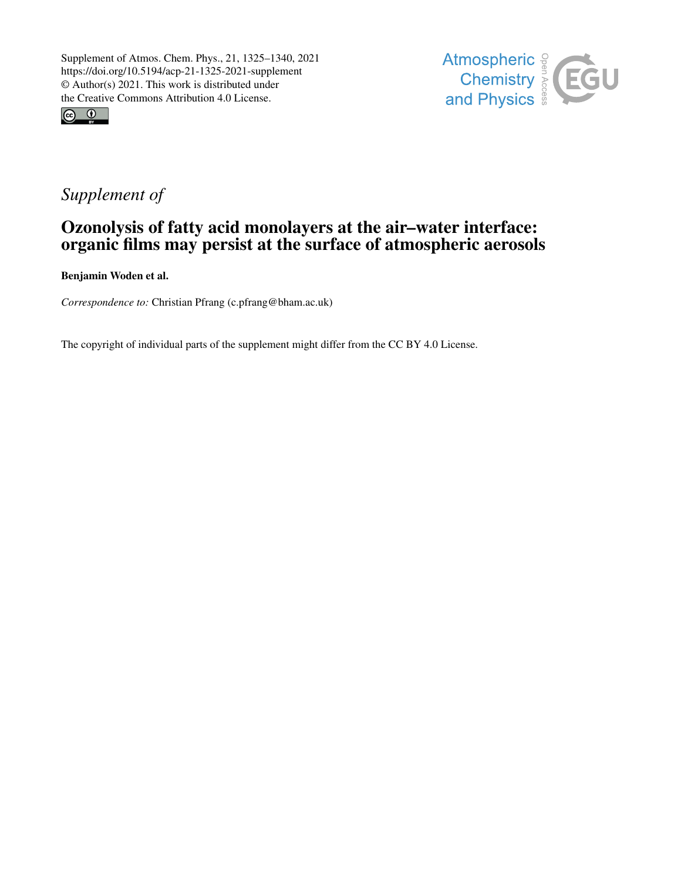Supplement of Atmos. Chem. Phys., 21, 1325–1340, 2021
https://doi.org/10.5194/acp-21-1325-2021-supplement
© Author(s) 2021. This work is distributed under
the Creative Commons Attribution 4.0 License.

Atmospheric Chemistry and Physics

*Supplement of*

# Ozonolysis of fatty acid monolayers at the air–water interface: organic films may persist at the surface of atmospheric aerosols

**Benjamin Woden et al.**

*Correspondence to:* Christian Pfrang (c.pfrang@bham.ac.uk)

The copyright of individual parts of the supplement might differ from the CC BY 4.0 License.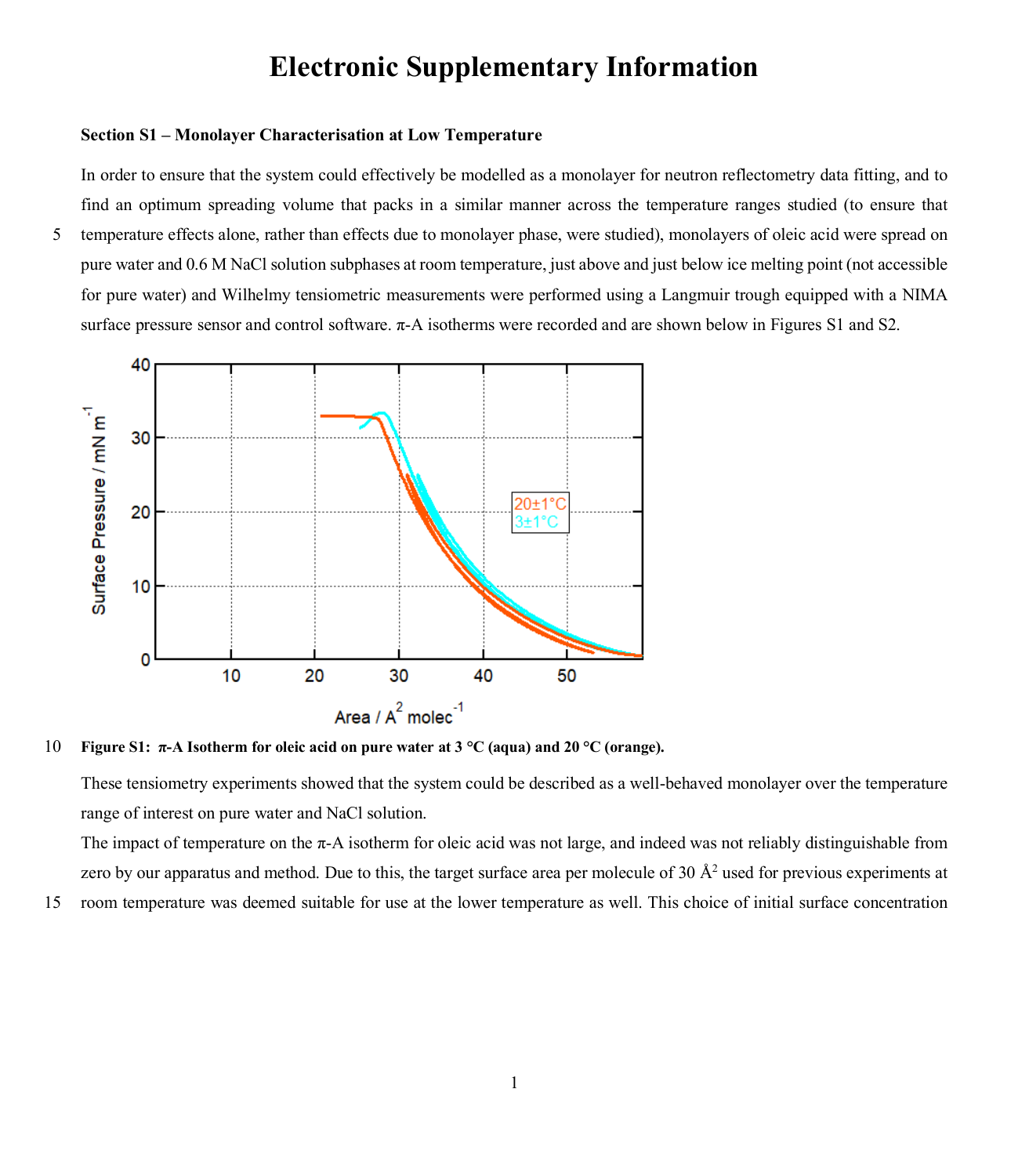# Electronic Supplementary Information

### Section S1 – Monolayer Characterisation at Low Temperature

In order to ensure that the system could effectively be modelled as a monolayer for neutron reflectometry data fitting, and to find an optimum spreading volume that packs in a similar manner across the temperature ranges studied (to ensure that temperature effects alone, rather than effects due to monolayer phase, were studied), monolayers of oleic acid were spread on pure water and 0.6 M NaCl solution subphases at room temperature, just above and just below ice melting point (not accessible for pure water) and Wilhelmy tensiometric measurements were performed using a Langmuir trough equipped with a NIMA surface pressure sensor and control software. π-A isotherms were recorded and are shown below in Figures S1 and S2.

**Figure S1: π-A Isotherm for oleic acid on pure water at 3 °C (aqua) and 20 °C (orange).**

These tensiometry experiments showed that the system could be described as a well-behaved monolayer over the temperature range of interest on pure water and NaCl solution.

The impact of temperature on the π-A isotherm for oleic acid was not large, and indeed was not reliably distinguishable from zero by our apparatus and method. Due to this, the target surface area per molecule of 30 Å$^2$ used for previous experiments at room temperature was deemed suitable for use at the lower temperature as well. This choice of initial surface concentration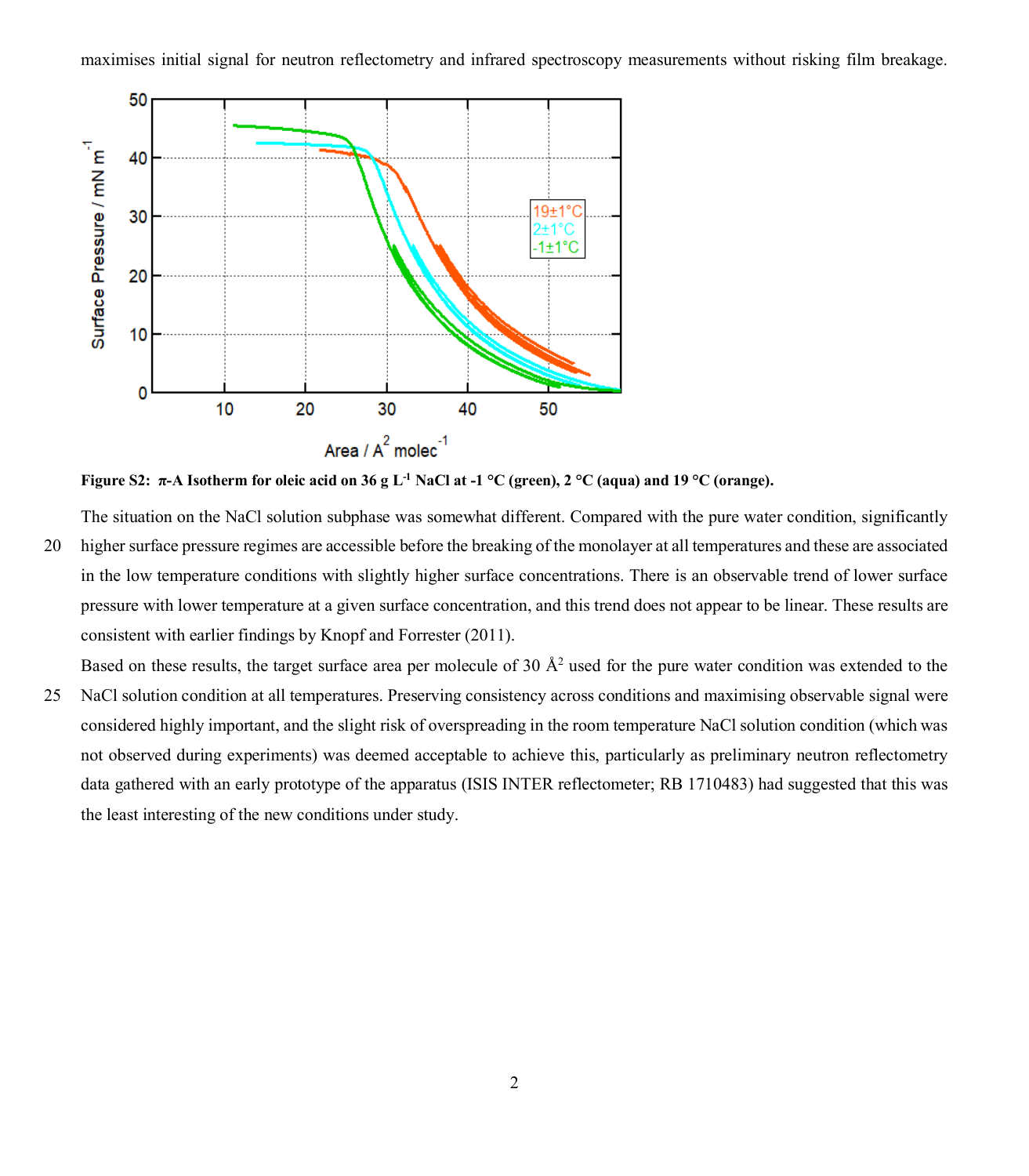maximises initial signal for neutron reflectometry and infrared spectroscopy measurements without risking film breakage.

**Figure S2: π-A Isotherm for oleic acid on 36 g L$^{-1}$ NaCl at -1 °C (green), 2 °C (aqua) and 19 °C (orange).**

The situation on the NaCl solution subphase was somewhat different. Compared with the pure water condition, significantly higher surface pressure regimes are accessible before the breaking of the monolayer at all temperatures and these are associated in the low temperature conditions with slightly higher surface concentrations. There is an observable trend of lower surface pressure with lower temperature at a given surface concentration, and this trend does not appear to be linear. These results are consistent with earlier findings by Knopf and Forrester (2011).

Based on these results, the target surface area per molecule of 30 Å$^2$ used for the pure water condition was extended to the NaCl solution condition at all temperatures. Preserving consistency across conditions and maximising observable signal were considered highly important, and the slight risk of overspreading in the room temperature NaCl solution condition (which was not observed during experiments) was deemed acceptable to achieve this, particularly as preliminary neutron reflectometry data gathered with an early prototype of the apparatus (ISIS INTER reflectometer; RB 1710483) had suggested that this was the least interesting of the new conditions under study.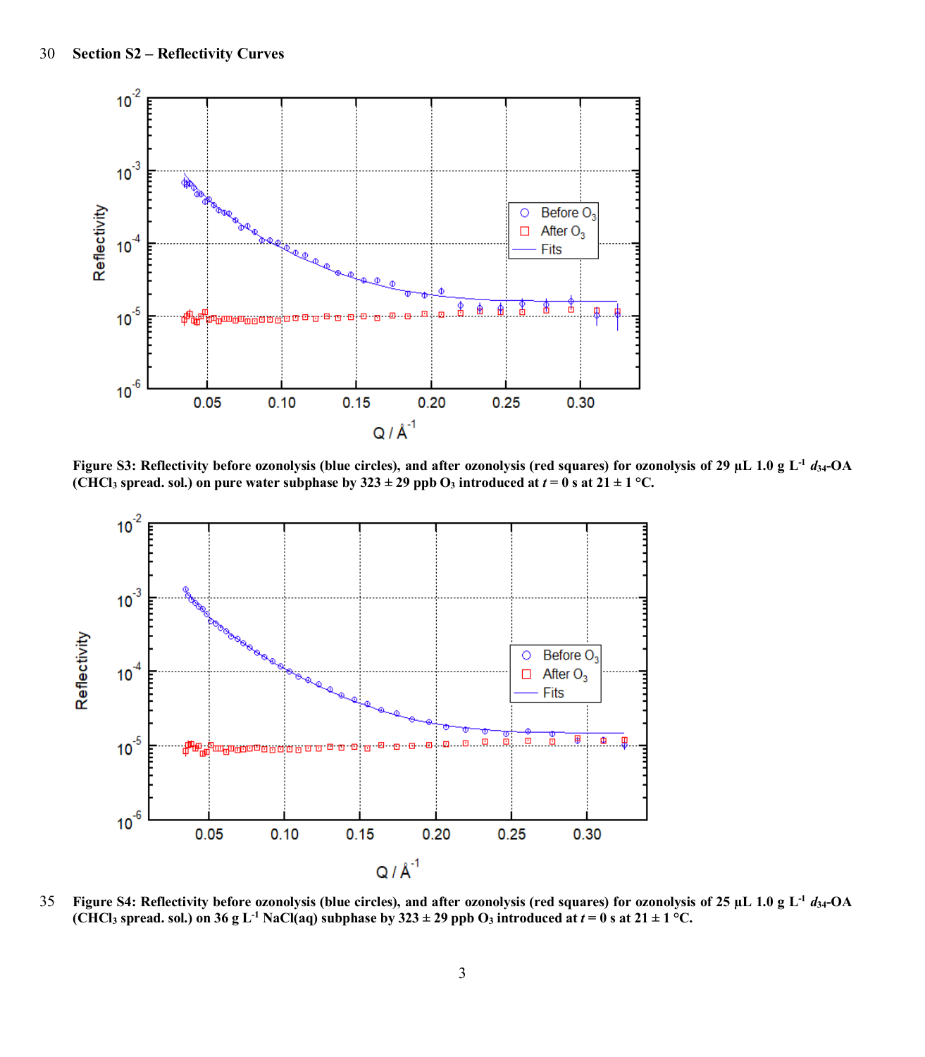## Section S2 – Reflectivity Curves

**Figure S3: Reflectivity before ozonolysis (blue circles), and after ozonolysis (red squares) for ozonolysis of 29 µL 1.0 g L$^{-1}$ $d_{34}$-OA ($CHCl_3$ spread. sol.) on pure water subphase by 323 ± 29 ppb $O_3$ introduced at $t$ = 0 s at 21 ± 1 °C.**

**Figure S4: Reflectivity before ozonolysis (blue circles), and after ozonolysis (red squares) for ozonolysis of 25 µL 1.0 g L$^{-1}$ $d_{34}$-OA ($CHCl_3$ spread. sol.) on 36 g L$^{-1}$ NaCl(aq) subphase by 323 ± 29 ppb $O_3$ introduced at $t$ = 0 s at 21 ± 1 °C.**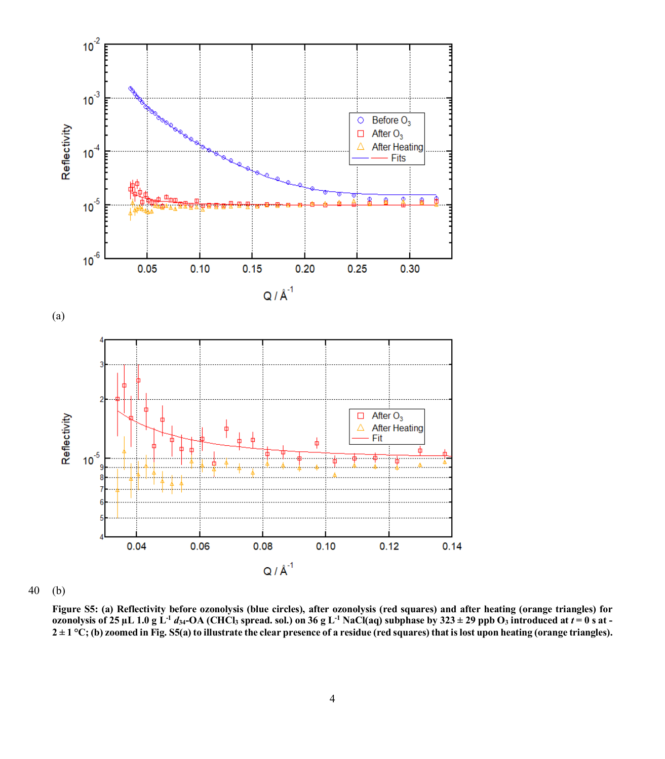(a)

(b)

**Figure S5: (a) Reflectivity before ozonolysis (blue circles), after ozonolysis (red squares) and after heating (orange triangles) for ozonolysis of 25 µL 1.0 g $L^{-1}$ $d_{34}$-OA ($CHCl_3$ spread. sol.) on 36 g $L^{-1}$ NaCl(aq) subphase by 323 ± 29 ppb $O_3$ introduced at *t* = 0 s at -2 ± 1 °C; (b) zoomed in Fig. S5(a) to illustrate the clear presence of a residue (red squares) that is lost upon heating (orange triangles).**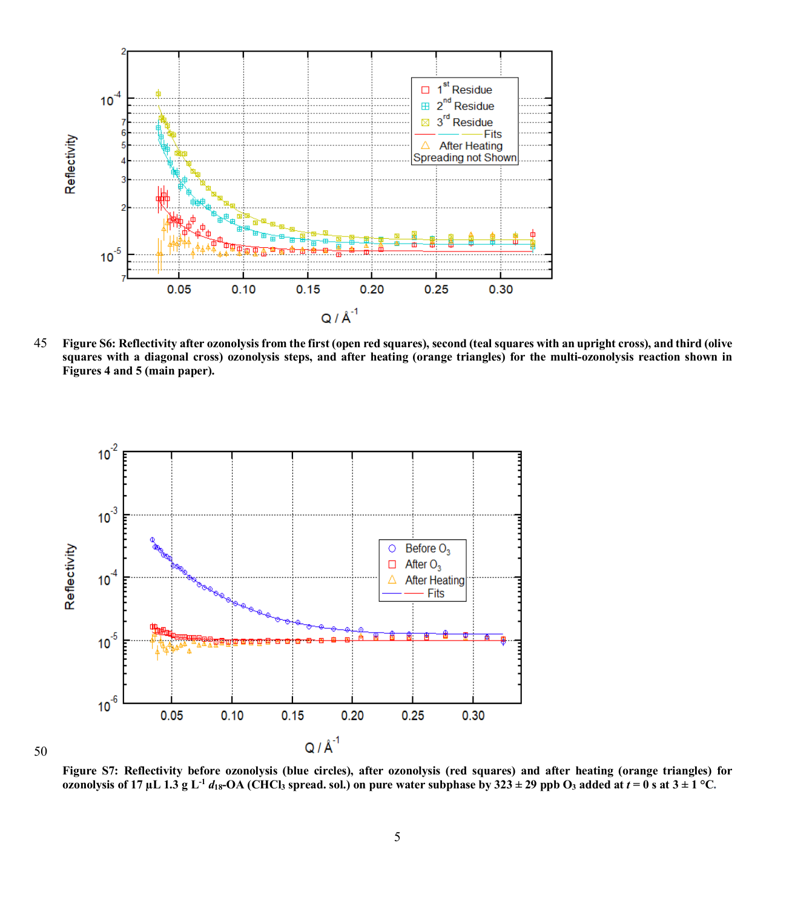**Figure S6: Reflectivity after ozonolysis from the first (open red squares), second (teal squares with an upright cross), and third (olive squares with a diagonal cross) ozonolysis steps, and after heating (orange triangles) for the multi-ozonolysis reaction shown in Figures 4 and 5 (main paper).**

**Figure S7: Reflectivity before ozonolysis (blue circles), after ozonolysis (red squares) and after heating (orange triangles) for ozonolysis of 17 µL 1.3 g $L^{-1}$ $d_{18}$-OA ($CHCl_3$ spread. sol.) on pure water subphase by 323 ± 29 ppb $O_3$ added at $t = 0$ s at 3 ± 1 °C.**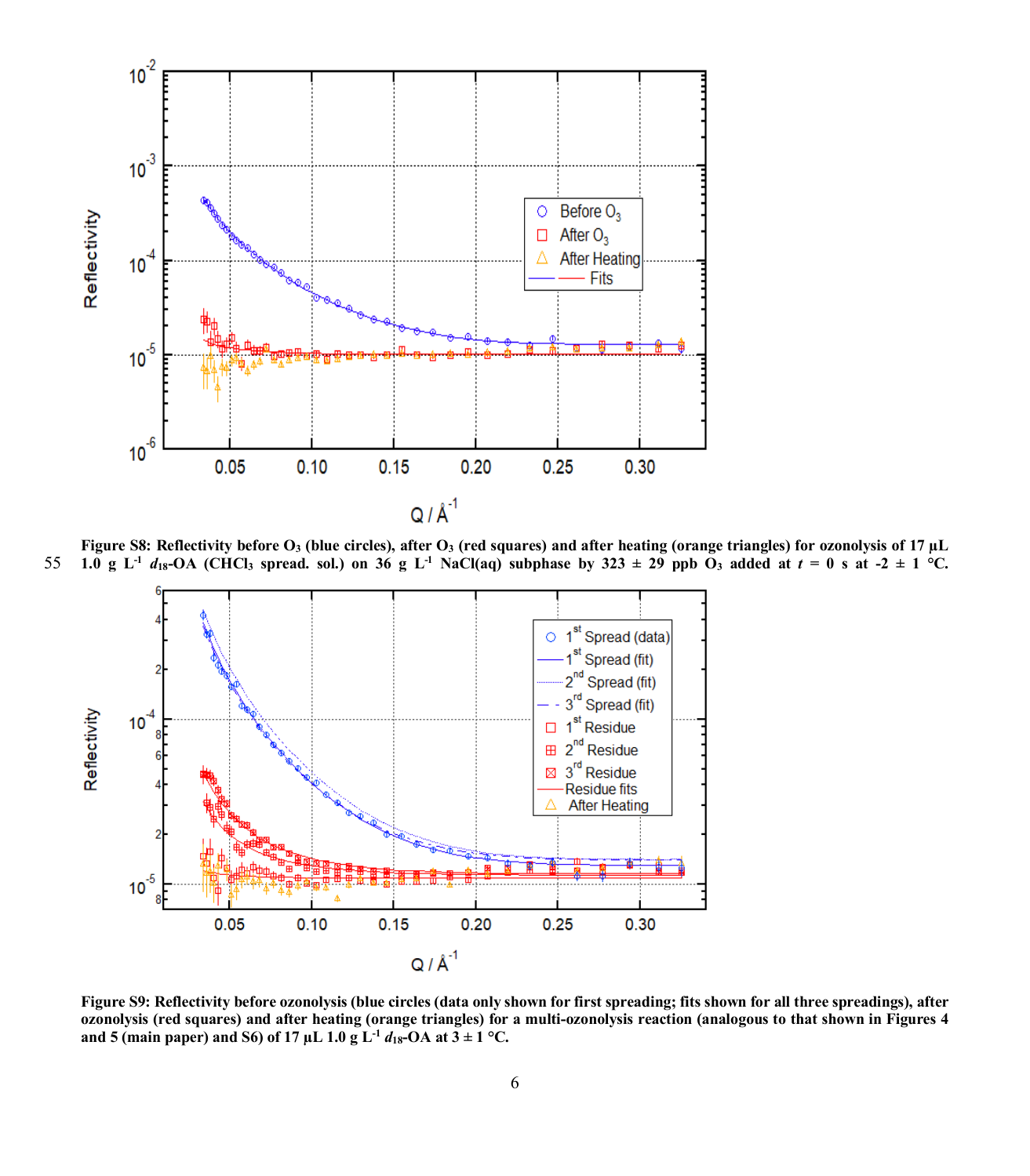**Figure S8: Reflectivity before $O_3$ (blue circles), after $O_3$ (red squares) and after heating (orange triangles) for ozonolysis of 17 µL 1.0 g $L^{-1}$ $d_{18}$-OA ($CHCl_3$ spread. sol.) on 36 g $L^{-1}$ NaCl(aq) subphase by 323 ± 29 ppb $O_3$ added at $t$ = 0 s at -2 ± 1 °C.**

**Figure S9: Reflectivity before ozonolysis (blue circles (data only shown for first spreading; fits shown for all three spreadings), after ozonolysis (red squares) and after heating (orange triangles) for a multi-ozonolysis reaction (analogous to that shown in Figures 4 and 5 (main paper) and S6) of 17 µL 1.0 g $L^{-1}$ $d_{18}$-OA at 3 ± 1 °C.**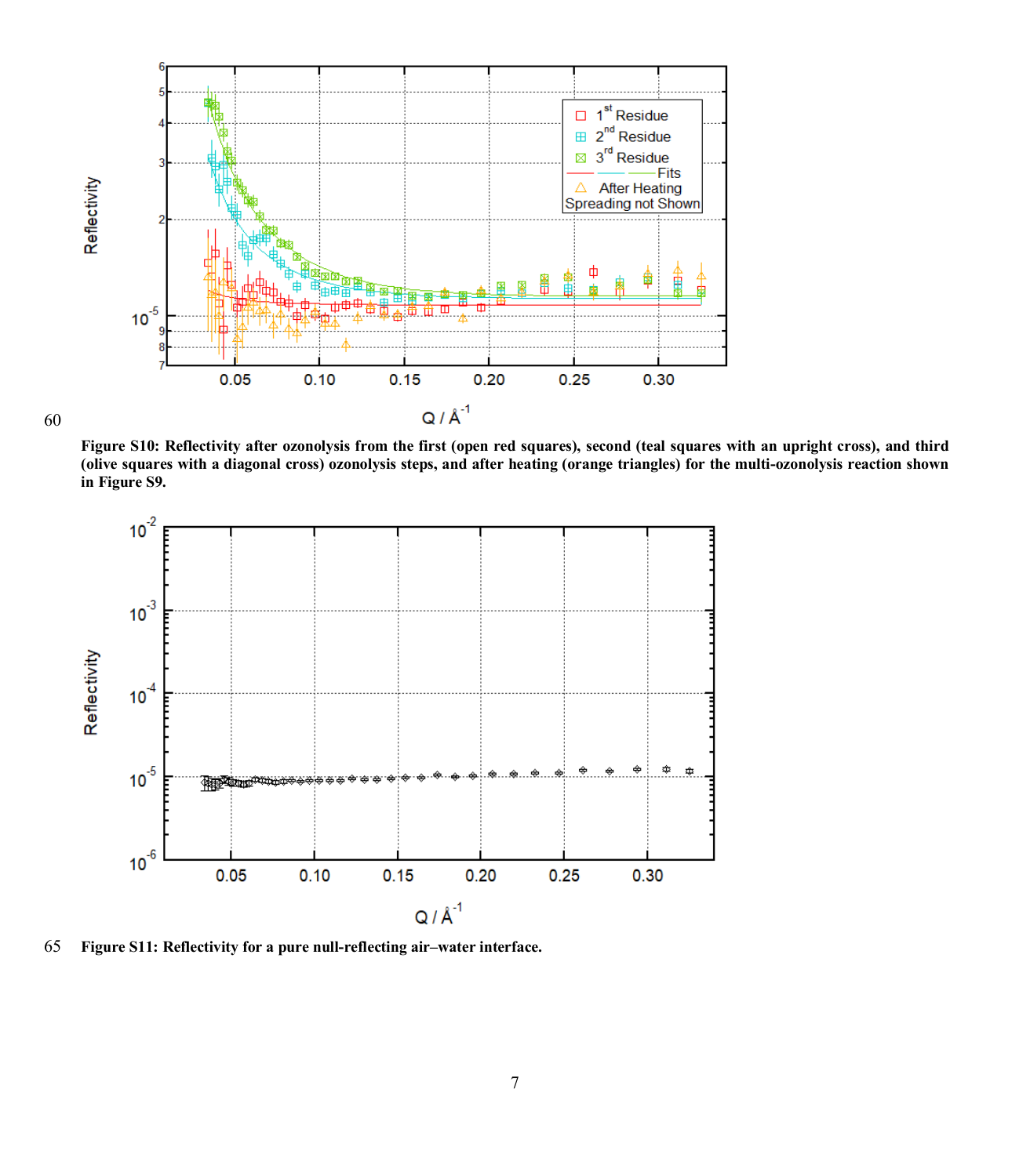Figure S10: Reflectivity after ozonolysis from the first (open red squares), second (teal squares with an upright cross), and third (olive squares with a diagonal cross) ozonolysis steps, and after heating (orange triangles) for the multi-ozonolysis reaction shown in Figure S9.

Figure S11: Reflectivity for a pure null-reflecting air–water interface.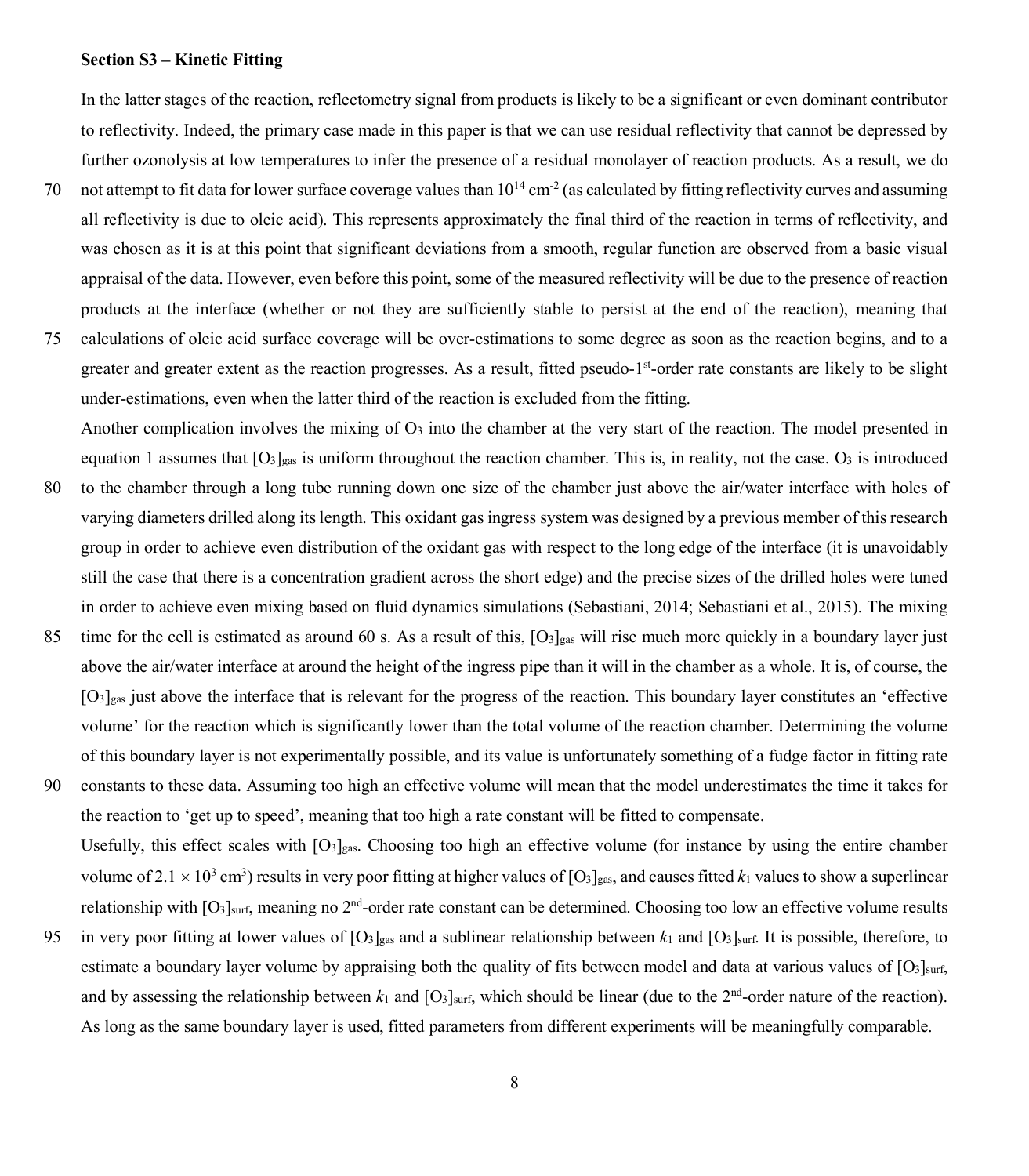**Section S3 – Kinetic Fitting**

In the latter stages of the reaction, reflectometry signal from products is likely to be a significant or even dominant contributor to reflectivity. Indeed, the primary case made in this paper is that we can use residual reflectivity that cannot be depressed by further ozonolysis at low temperatures to infer the presence of a residual monolayer of reaction products. As a result, we do not attempt to fit data for lower surface coverage values than $10^{14}$ cm$^{-2}$ (as calculated by fitting reflectivity curves and assuming all reflectivity is due to oleic acid). This represents approximately the final third of the reaction in terms of reflectivity, and was chosen as it is at this point that significant deviations from a smooth, regular function are observed from a basic visual appraisal of the data. However, even before this point, some of the measured reflectivity will be due to the presence of reaction products at the interface (whether or not they are sufficiently stable to persist at the end of the reaction), meaning that calculations of oleic acid surface coverage will be over-estimations to some degree as soon as the reaction begins, and to a greater and greater extent as the reaction progresses. As a result, fitted pseudo-1$^{st}$-order rate constants are likely to be slight under-estimations, even when the latter third of the reaction is excluded from the fitting.

Another complication involves the mixing of $O_3$ into the chamber at the very start of the reaction. The model presented in equation 1 assumes that $[O_3]_{gas}$ is uniform throughout the reaction chamber. This is, in reality, not the case. $O_3$ is introduced to the chamber through a long tube running down one size of the chamber just above the air/water interface with holes of varying diameters drilled along its length. This oxidant gas ingress system was designed by a previous member of this research group in order to achieve even distribution of the oxidant gas with respect to the long edge of the interface (it is unavoidably still the case that there is a concentration gradient across the short edge) and the precise sizes of the drilled holes were tuned in order to achieve even mixing based on fluid dynamics simulations (Sebastiani, 2014; Sebastiani et al., 2015). The mixing time for the cell is estimated as around 60 s. As a result of this, $[O_3]_{gas}$ will rise much more quickly in a boundary layer just above the air/water interface at around the height of the ingress pipe than it will in the chamber as a whole. It is, of course, the $[O_3]_{gas}$ just above the interface that is relevant for the progress of the reaction. This boundary layer constitutes an 'effective volume' for the reaction which is significantly lower than the total volume of the reaction chamber. Determining the volume of this boundary layer is not experimentally possible, and its value is unfortunately something of a fudge factor in fitting rate constants to these data. Assuming too high an effective volume will mean that the model underestimates the time it takes for the reaction to 'get up to speed', meaning that too high a rate constant will be fitted to compensate.

Usefully, this effect scales with $[O_3]_{gas}$. Choosing too high an effective volume (for instance by using the entire chamber volume of $2.1 \times 10^3$ cm$^3$) results in very poor fitting at higher values of $[O_3]_{gas}$, and causes fitted $k_1$ values to show a superlinear relationship with $[O_3]_{surf}$, meaning no 2$^{nd}$-order rate constant can be determined. Choosing too low an effective volume results in very poor fitting at lower values of $[O_3]_{gas}$ and a sublinear relationship between $k_1$ and $[O_3]_{surf}$. It is possible, therefore, to estimate a boundary layer volume by appraising both the quality of fits between model and data at various values of $[O_3]_{surf}$, and by assessing the relationship between $k_1$ and $[O_3]_{surf}$, which should be linear (due to the 2$^{nd}$-order nature of the reaction). As long as the same boundary layer is used, fitted parameters from different experiments will be meaningfully comparable.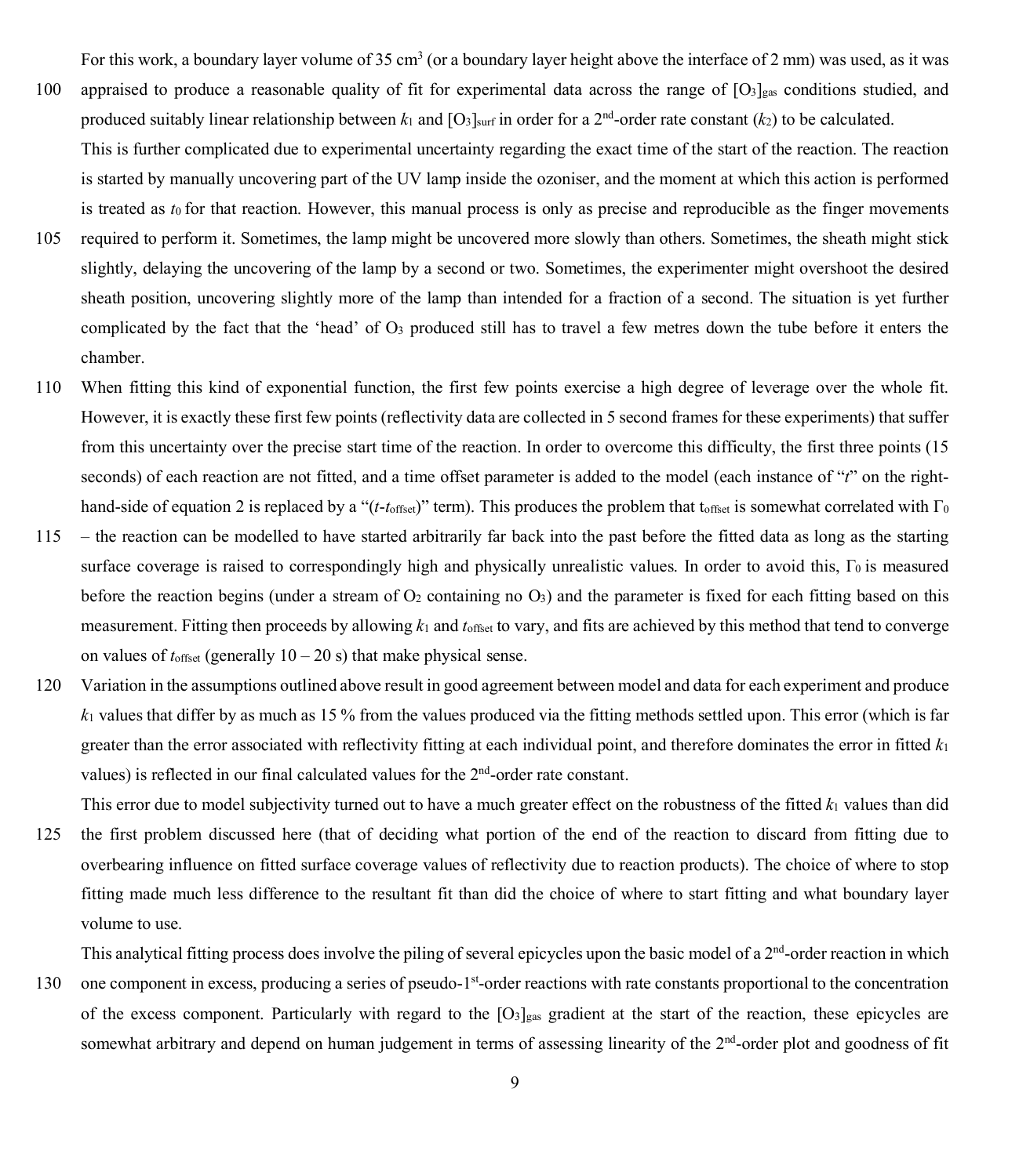For this work, a boundary layer volume of 35 $cm^3$ (or a boundary layer height above the interface of 2 mm) was used, as it was appraised to produce a reasonable quality of fit for experimental data across the range of $[O_3]_{gas}$ conditions studied, and produced suitably linear relationship between $k_1$ and $[O_3]_{surf}$ in order for a 2nd-order rate constant ($k_2$) to be calculated.

This is further complicated due to experimental uncertainty regarding the exact time of the start of the reaction. The reaction is started by manually uncovering part of the UV lamp inside the ozoniser, and the moment at which this action is performed is treated as $t_0$ for that reaction. However, this manual process is only as precise and reproducible as the finger movements required to perform it. Sometimes, the lamp might be uncovered more slowly than others. Sometimes, the sheath might stick slightly, delaying the uncovering of the lamp by a second or two. Sometimes, the experimenter might overshoot the desired sheath position, uncovering slightly more of the lamp than intended for a fraction of a second. The situation is yet further complicated by the fact that the 'head' of $O_3$ produced still has to travel a few metres down the tube before it enters the chamber.

When fitting this kind of exponential function, the first few points exercise a high degree of leverage over the whole fit. However, it is exactly these first few points (reflectivity data are collected in 5 second frames for these experiments) that suffer from this uncertainty over the precise start time of the reaction. In order to overcome this difficulty, the first three points (15 seconds) of each reaction are not fitted, and a time offset parameter is added to the model (each instance of "$t$" on the right-hand-side of equation 2 is replaced by a "$(t-t_{offset})$" term). This produces the problem that $t_{offset}$ is somewhat correlated with $\Gamma_0$ – the reaction can be modelled to have started arbitrarily far back into the past before the fitted data as long as the starting surface coverage is raised to correspondingly high and physically unrealistic values. In order to avoid this, $\Gamma_0$ is measured before the reaction begins (under a stream of $O_2$ containing no $O_3$) and the parameter is fixed for each fitting based on this measurement. Fitting then proceeds by allowing $k_1$ and $t_{offset}$ to vary, and fits are achieved by this method that tend to converge on values of $t_{offset}$ (generally 10 – 20 s) that make physical sense.

Variation in the assumptions outlined above result in good agreement between model and data for each experiment and produce $k_1$ values that differ by as much as 15 % from the values produced via the fitting methods settled upon. This error (which is far greater than the error associated with reflectivity fitting at each individual point, and therefore dominates the error in fitted $k_1$ values) is reflected in our final calculated values for the 2nd-order rate constant.

This error due to model subjectivity turned out to have a much greater effect on the robustness of the fitted $k_1$ values than did the first problem discussed here (that of deciding what portion of the end of the reaction to discard from fitting due to overbearing influence on fitted surface coverage values of reflectivity due to reaction products). The choice of where to stop fitting made much less difference to the resultant fit than did the choice of where to start fitting and what boundary layer volume to use.

This analytical fitting process does involve the piling of several epicycles upon the basic model of a 2nd-order reaction in which one component in excess, producing a series of pseudo-1st-order reactions with rate constants proportional to the concentration of the excess component. Particularly with regard to the $[O_3]_{gas}$ gradient at the start of the reaction, these epicycles are somewhat arbitrary and depend on human judgement in terms of assessing linearity of the 2nd-order plot and goodness of fit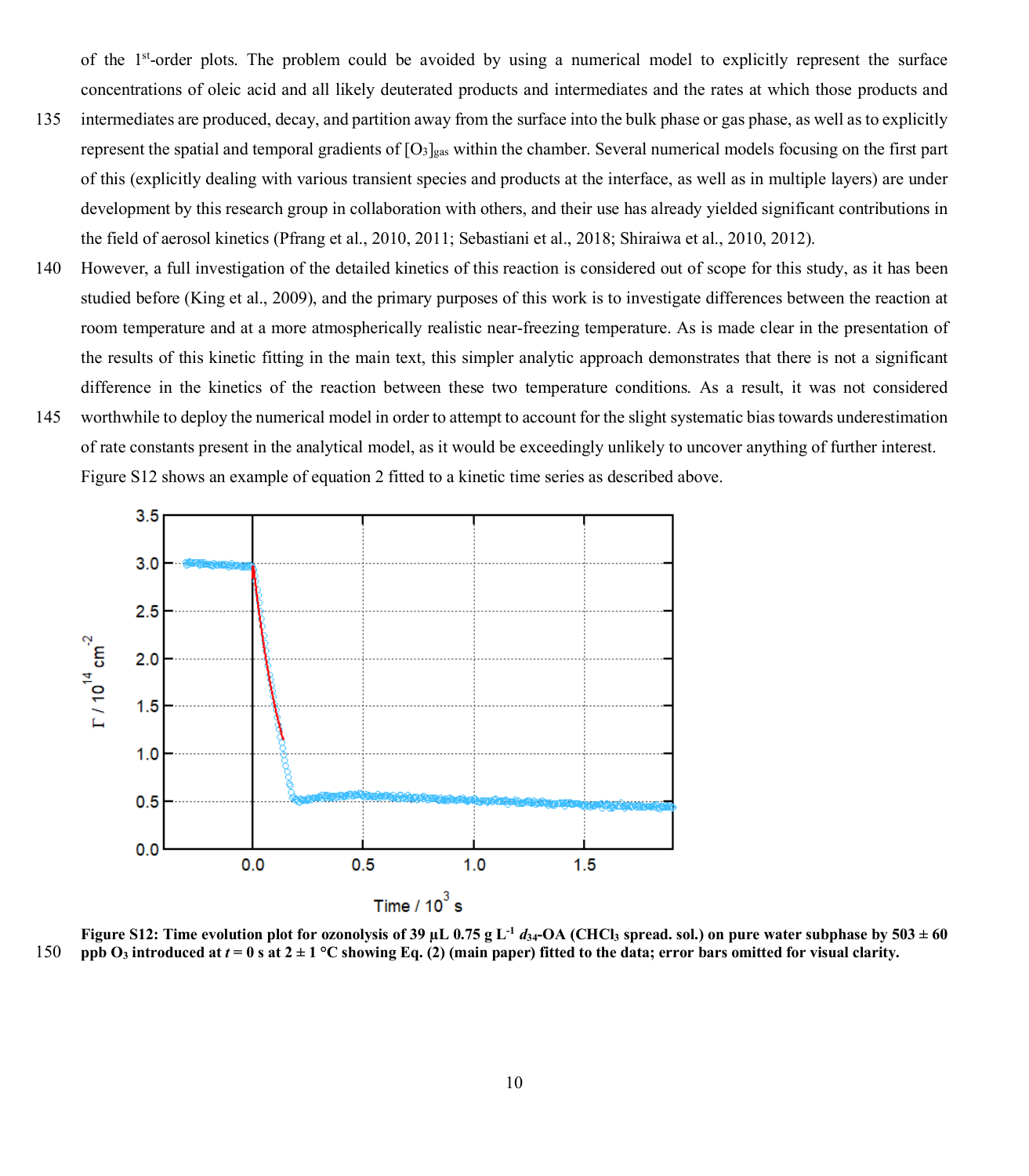of the 1st-order plots. The problem could be avoided by using a numerical model to explicitly represent the surface concentrations of oleic acid and all likely deuterated products and intermediates and the rates at which those products and intermediates are produced, decay, and partition away from the surface into the bulk phase or gas phase, as well as to explicitly represent the spatial and temporal gradients of $[O_3]_{gas}$ within the chamber. Several numerical models focusing on the first part of this (explicitly dealing with various transient species and products at the interface, as well as in multiple layers) are under development by this research group in collaboration with others, and their use has already yielded significant contributions in the field of aerosol kinetics (Pfrang et al., 2010, 2011; Sebastiani et al., 2018; Shiraiwa et al., 2010, 2012).

However, a full investigation of the detailed kinetics of this reaction is considered out of scope for this study, as it has been studied before (King et al., 2009), and the primary purposes of this work is to investigate differences between the reaction at room temperature and at a more atmospherically realistic near-freezing temperature. As is made clear in the presentation of the results of this kinetic fitting in the main text, this simpler analytic approach demonstrates that there is not a significant difference in the kinetics of the reaction between these two temperature conditions. As a result, it was not considered worthwhile to deploy the numerical model in order to attempt to account for the slight systematic bias towards underestimation of rate constants present in the analytical model, as it would be exceedingly unlikely to uncover anything of further interest.

Figure S12 shows an example of equation 2 fitted to a kinetic time series as described above.

**Figure S12: Time evolution plot for ozonolysis of 39 µL 0.75 g L$^{-1}$ *d*$_{34}$-OA ($CHCl_3$ spread. sol.) on pure water subphase by 503 ± 60 ppb $O_3$ introduced at *t* = 0 s at 2 ± 1 °C showing Eq. (2) (main paper) fitted to the data; error bars omitted for visual clarity.**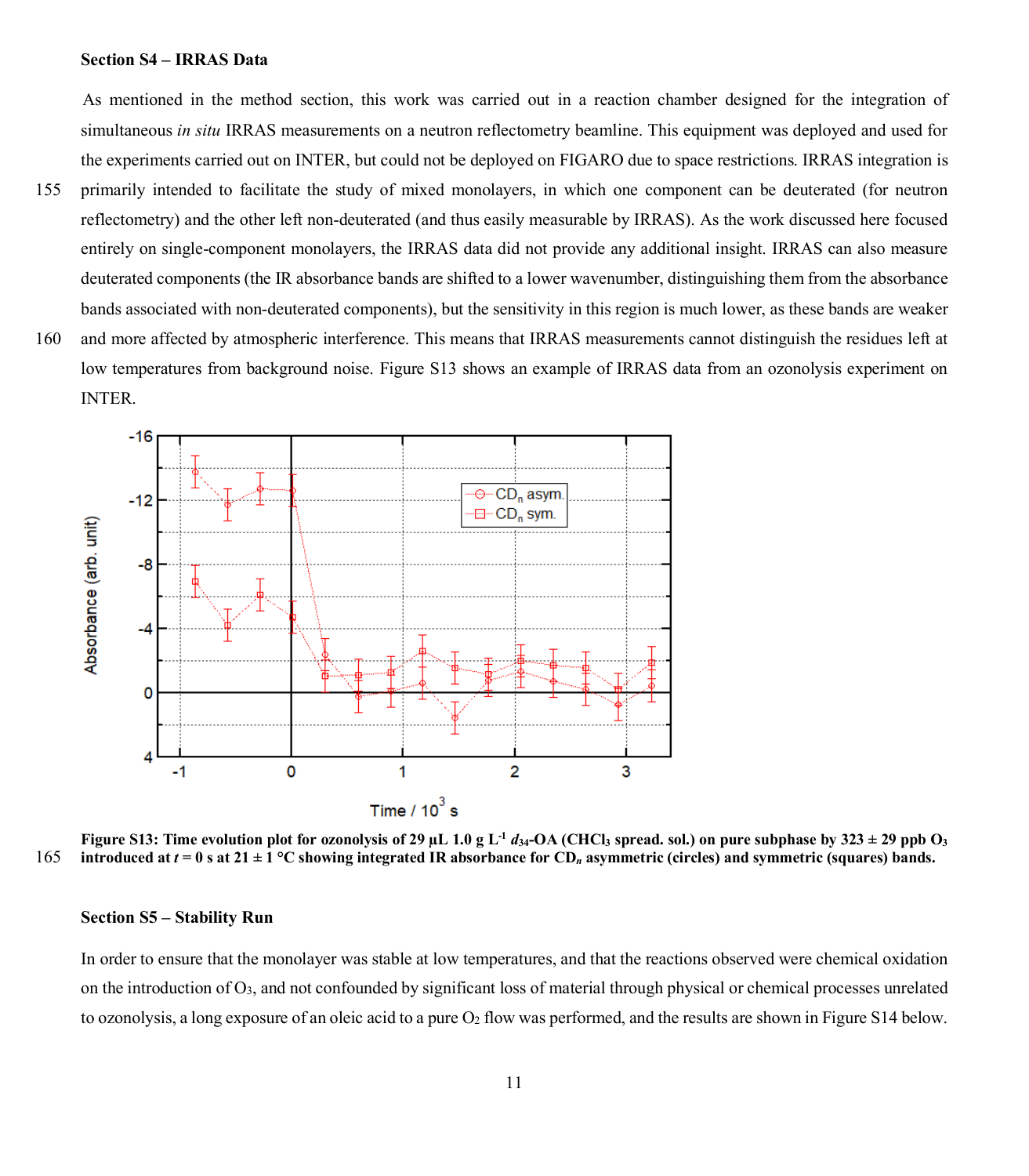### Section S4 – IRRAS Data

As mentioned in the method section, this work was carried out in a reaction chamber designed for the integration of simultaneous *in situ* IRRAS measurements on a neutron reflectometry beamline. This equipment was deployed and used for the experiments carried out on INTER, but could not be deployed on FIGARO due to space restrictions. IRRAS integration is primarily intended to facilitate the study of mixed monolayers, in which one component can be deuterated (for neutron reflectometry) and the other left non-deuterated (and thus easily measurable by IRRAS). As the work discussed here focused entirely on single-component monolayers, the IRRAS data did not provide any additional insight. IRRAS can also measure deuterated components (the IR absorbance bands are shifted to a lower wavenumber, distinguishing them from the absorbance bands associated with non-deuterated components), but the sensitivity in this region is much lower, as these bands are weaker and more affected by atmospheric interference. This means that IRRAS measurements cannot distinguish the residues left at low temperatures from background noise. Figure S13 shows an example of IRRAS data from an ozonolysis experiment on INTER.

**Figure S13: Time evolution plot for ozonolysis of 29 µL 1.0 g L$^{-1}$ $d_{34}$-OA ($CHCl_3$ spread. sol.) on pure subphase by 323 ± 29 ppb $O_3$ introduced at $t$ = 0 s at 21 ± 1 °C showing integrated IR absorbance for $CD_n$ asymmetric (circles) and symmetric (squares) bands.**

### Section S5 – Stability Run

In order to ensure that the monolayer was stable at low temperatures, and that the reactions observed were chemical oxidation on the introduction of $O_3$, and not confounded by significant loss of material through physical or chemical processes unrelated to ozonolysis, a long exposure of an oleic acid to a pure $O_2$ flow was performed, and the results are shown in Figure S14 below.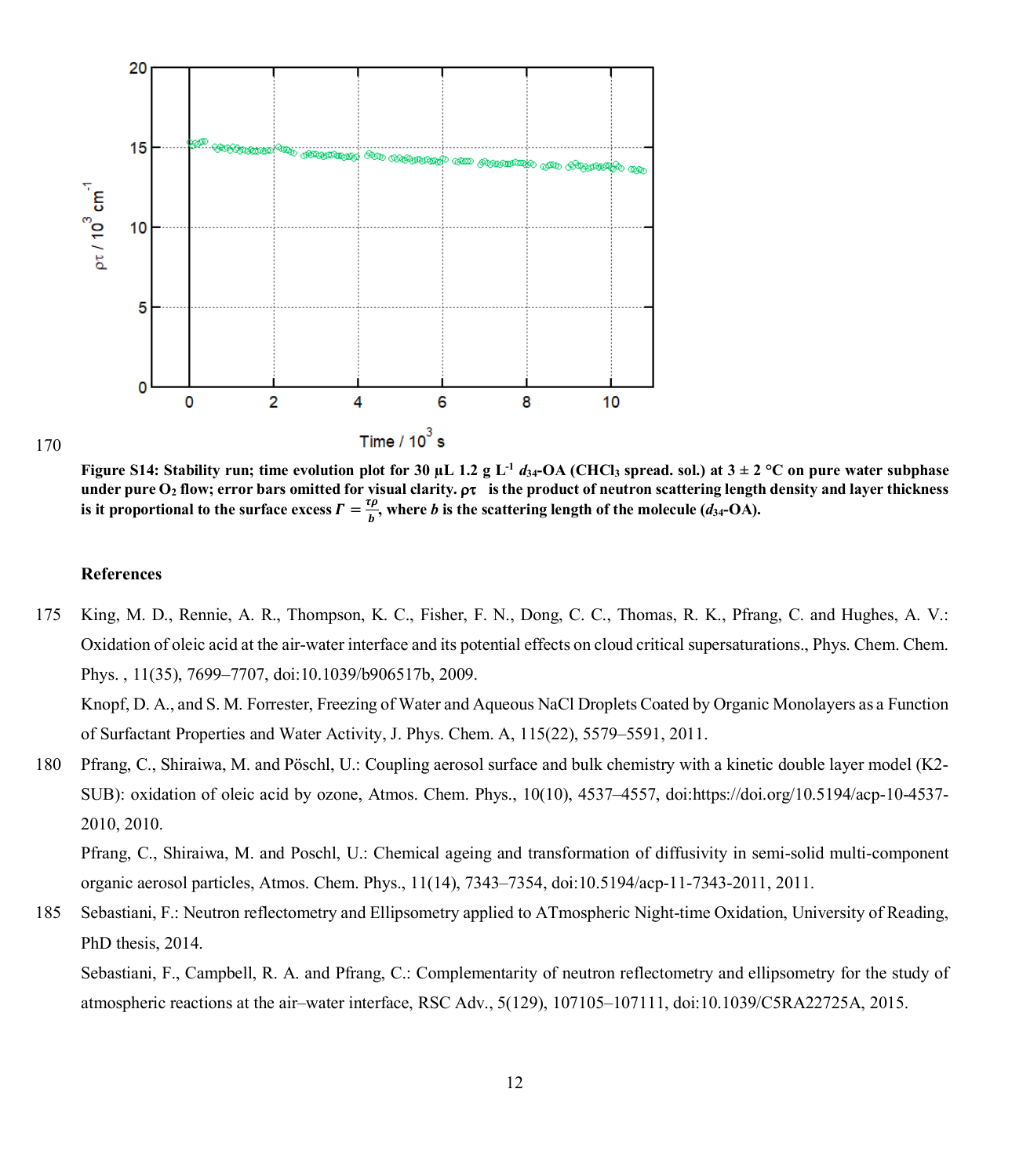**Figure S14: Stability run; time evolution plot for 30 µL 1.2 g L$^{-1}$ *d*$_{34}$-OA ($CHCl_3$ spread. sol.) at 3 ± 2 °C on pure water subphase under pure $O_2$ flow; error bars omitted for visual clarity. $\rho\tau$ is the product of neutron scattering length density and layer thickness is it proportional to the surface excess $\Gamma = \frac{\tau\rho}{b}$, where *b* is the scattering length of the molecule (*d*$_{34}$-OA).**

**References**

King, M. D., Rennie, A. R., Thompson, K. C., Fisher, F. N., Dong, C. C., Thomas, R. K., Pfrang, C. and Hughes, A. V.: Oxidation of oleic acid at the air-water interface and its potential effects on cloud critical supersaturations., Phys. Chem. Chem. Phys. , 11(35), 7699–7707, doi:10.1039/b906517b, 2009.

Knopf, D. A., and S. M. Forrester, Freezing of Water and Aqueous NaCl Droplets Coated by Organic Monolayers as a Function of Surfactant Properties and Water Activity, J. Phys. Chem. A, 115(22), 5579–5591, 2011.

Pfrang, C., Shiraiwa, M. and Pöschl, U.: Coupling aerosol surface and bulk chemistry with a kinetic double layer model (K2-SUB): oxidation of oleic acid by ozone, Atmos. Chem. Phys., 10(10), 4537–4557, doi:https://doi.org/10.5194/acp-10-4537-2010, 2010.

Pfrang, C., Shiraiwa, M. and Poschl, U.: Chemical ageing and transformation of diffusivity in semi-solid multi-component organic aerosol particles, Atmos. Chem. Phys., 11(14), 7343–7354, doi:10.5194/acp-11-7343-2011, 2011.

Sebastiani, F.: Neutron reflectometry and Ellipsometry applied to ATmospheric Night-time Oxidation, University of Reading, PhD thesis, 2014.

Sebastiani, F., Campbell, R. A. and Pfrang, C.: Complementarity of neutron reflectometry and ellipsometry for the study of atmospheric reactions at the air–water interface, RSC Adv., 5(129), 107105–107111, doi:10.1039/C5RA22725A, 2015.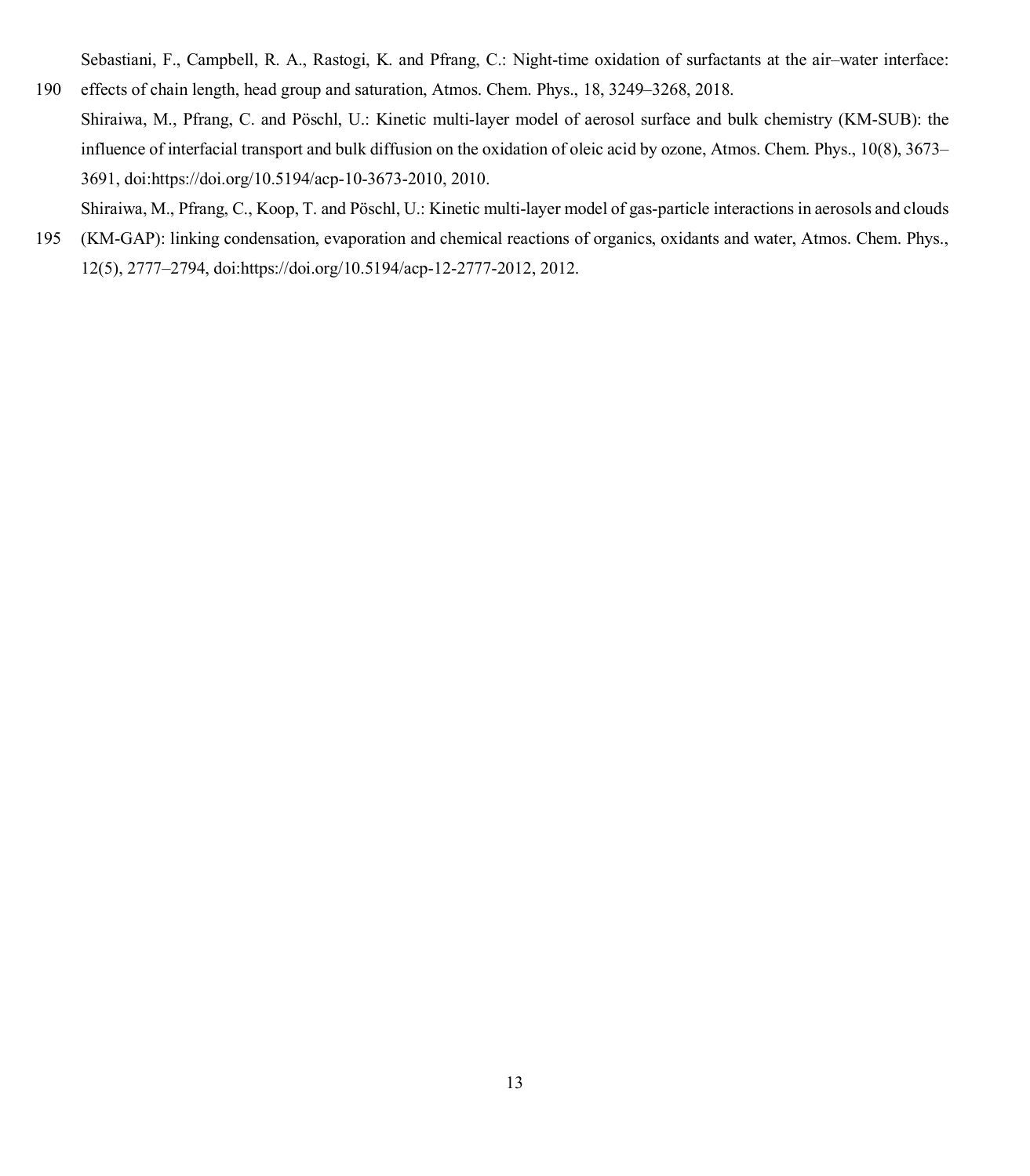Sebastiani, F., Campbell, R. A., Rastogi, K. and Pfrang, C.: Night-time oxidation of surfactants at the air–water interface: effects of chain length, head group and saturation, Atmos. Chem. Phys., 18, 3249–3268, 2018.

Shiraiwa, M., Pfrang, C. and Pöschl, U.: Kinetic multi-layer model of aerosol surface and bulk chemistry (KM-SUB): the influence of interfacial transport and bulk diffusion on the oxidation of oleic acid by ozone, Atmos. Chem. Phys., 10(8), 3673–3691, doi:https://doi.org/10.5194/acp-10-3673-2010, 2010.

Shiraiwa, M., Pfrang, C., Koop, T. and Pöschl, U.: Kinetic multi-layer model of gas-particle interactions in aerosols and clouds (KM-GAP): linking condensation, evaporation and chemical reactions of organics, oxidants and water, Atmos. Chem. Phys., 12(5), 2777–2794, doi:https://doi.org/10.5194/acp-12-2777-2012, 2012.